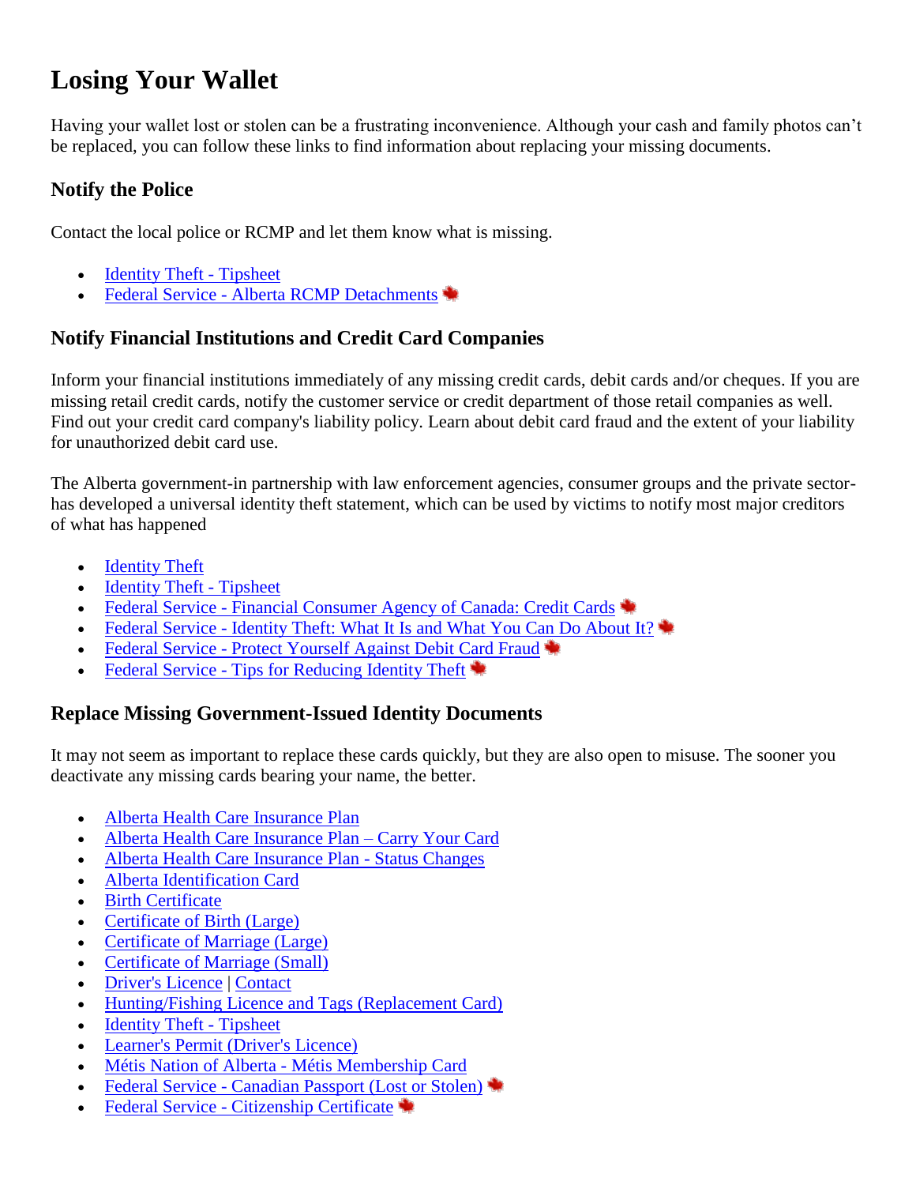# Losing Your Wallet

Having your wallet lost or stolen can be a frustrating inconvenience. Although your cash and family photos can't be replaced, you can follow these links to find information about replacing your missing documents.

## Notify the Police

Contact the local police or RCMP and let them know what is missing.

- Identity Theft - Tipsheet
- Federal Service - Alberta RCMP Detachments

## Notify Financial Institutions and Credit Card Companies

Inform your financial institutions immediately of any missing credit cards, debit cards and/or cheques. If you are missing retail credit cards, notify the customer service or credit department of those retail companies as well. Find out your credit card company's liability policy. Learn about debit card fraud and the extent of your liability for unauthorized debit card use.

The Alberta government-in partnership with law enforcement agencies, consumer groups and the private sector-has developed a universal identity theft statement, which can be used by victims to notify most major creditors of what has happened

- Identity Theft
- Identity Theft - Tipsheet
- Federal Service - Financial Consumer Agency of Canada: Credit Cards
- Federal Service - Identity Theft: What It Is and What You Can Do About It?
- Federal Service - Protect Yourself Against Debit Card Fraud
- Federal Service - Tips for Reducing Identity Theft

## Replace Missing Government-Issued Identity Documents

It may not seem as important to replace these cards quickly, but they are also open to misuse. The sooner you deactivate any missing cards bearing your name, the better.

- Alberta Health Care Insurance Plan
- Alberta Health Care Insurance Plan – Carry Your Card
- Alberta Health Care Insurance Plan - Status Changes
- Alberta Identification Card
- Birth Certificate
- Certificate of Birth (Large)
- Certificate of Marriage (Large)
- Certificate of Marriage (Small)
- Driver's Licence | Contact
- Hunting/Fishing Licence and Tags (Replacement Card)
- Identity Theft - Tipsheet
- Learner's Permit (Driver's Licence)
- Métis Nation of Alberta - Métis Membership Card
- Federal Service - Canadian Passport (Lost or Stolen)
- Federal Service - Citizenship Certificate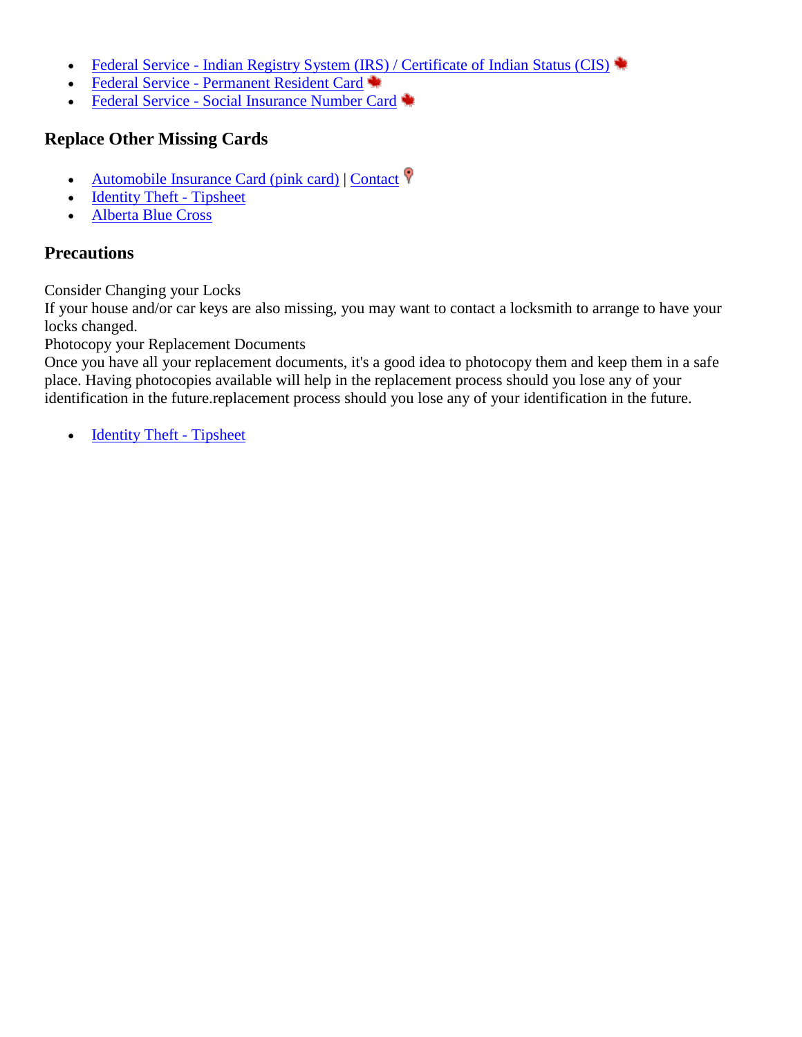- Federal Service - Indian Registry System (IRS) / Certificate of Indian Status (CIS)
- Federal Service - Permanent Resident Card
- Federal Service - Social Insurance Number Card

### Replace Other Missing Cards

- Automobile Insurance Card (pink card) | Contact
- Identity Theft - Tipsheet
- Alberta Blue Cross

### Precautions

Consider Changing your Locks
If your house and/or car keys are also missing, you may want to contact a locksmith to arrange to have your locks changed.
Photocopy your Replacement Documents
Once you have all your replacement documents, it's a good idea to photocopy them and keep them in a safe place. Having photocopies available will help in the replacement process should you lose any of your identification in the future.replacement process should you lose any of your identification in the future.

- Identity Theft - Tipsheet